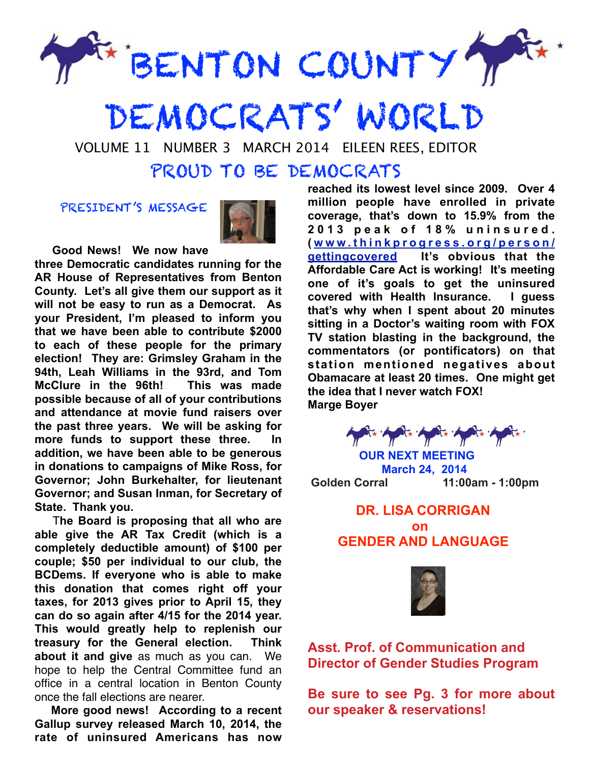# BENTON COUNTY DEMOCRATS' WORLD

VOLUME 11 NUMBER 3 MARCH 2014 EILEEN REES, EDITOR

## PROUD TO BE DEMOCRATS

### PRESIDENT'S MESSAGE

**Good News! We now have three Democratic candidates running for the AR House of Representatives from Benton County. Let's all give them our support as it will not be easy to run as a Democrat. As your President, I'm pleased to inform you that we have been able to contribute $2000 to each of these people for the primary election! They are: Grimsley Graham in the 94th, Leah Williams in the 93rd, and Tom McClure in the 96th! This was made possible because of all of your contributions and attendance at movie fund raisers over the past three years. We will be asking for more funds to support these three. In addition, we have been able to be generous in donations to campaigns of Mike Ross, for Governor; John Burkehalter, for lieutenant Governor; and Susan Inman, for Secretary of State. Thank you.**

**The Board is proposing that all who are able give the AR Tax Credit (which is a completely deductible amount) of $100 per couple; $50 per individual to our club, the BCDems. If everyone who is able to make this donation that comes right off your taxes, for 2013 gives prior to April 15, they can do so again after 4/15 for the 2014 year. This would greatly help to replenish our treasury for the General election. Think about it and give** as much as you can. We hope to help the Central Committee fund an office in a central location in Benton County once the fall elections are nearer.

**More good news! According to a recent Gallup survey released March 10, 2014, the rate of uninsured Americans has now reached its lowest level since 2009. Over 4 million people have enrolled in private coverage, that's down to 15.9% from the 2013 peak of 18% uninsured. (www.thinkprogress.org/person/gettingcovered It's obvious that the Affordable Care Act is working! It's meeting one of it's goals to get the uninsured covered with Health Insurance. I guess that's why when I spent about 20 minutes sitting in a Doctor's waiting room with FOX TV station blasting in the background, the commentators (or pontificators) on that station mentioned negatives about Obamacare at least 20 times. One might get the idea that I never watch FOX!**
**Marge Boyer**

**OUR NEXT MEETING**
**March 24, 2014**
**Golden Corral 11:00am - 1:00pm**

**DR. LISA CORRIGAN**
**on**
**GENDER AND LANGUAGE**

**Asst. Prof. of Communication and Director of Gender Studies Program**

**Be sure to see Pg. 3 for more about our speaker & reservations!**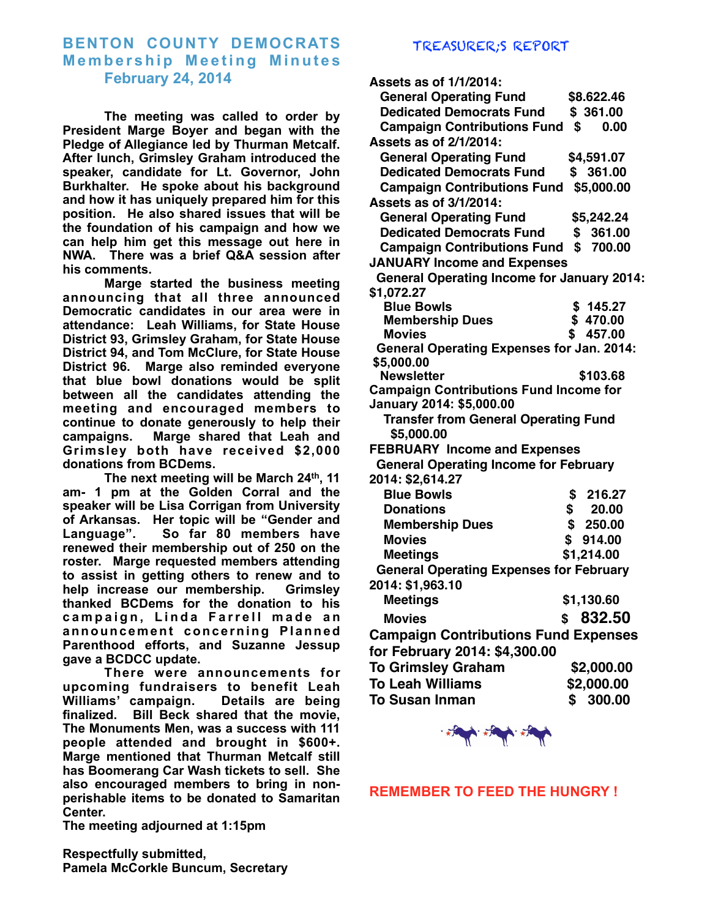# BENTON COUNTY DEMOCRATS

## Membership Meeting Minutes

### February 24, 2014

The meeting was called to order by President Marge Boyer and began with the Pledge of Allegiance led by Thurman Metcalf. After lunch, Grimsley Graham introduced the speaker, candidate for Lt. Governor, John Burkhalter. He spoke about his background and how it has uniquely prepared him for this position. He also shared issues that will be the foundation of his campaign and how we can help him get this message out here in NWA. There was a brief Q&A session after his comments.

Marge started the business meeting announcing that all three announced Democratic candidates in our area were in attendance: Leah Williams, for State House District 93, Grimsley Graham, for State House District 94, and Tom McClure, for State House District 96. Marge also reminded everyone that blue bowl donations would be split between all the candidates attending the meeting and encouraged members to continue to donate generously to help their campaigns. Marge shared that Leah and Grimsley both have received $2,000 donations from BCDems.

The next meeting will be March 24th, 11 am- 1 pm at the Golden Corral and the speaker will be Lisa Corrigan from University of Arkansas. Her topic will be "Gender and Language". So far 80 members have renewed their membership out of 250 on the roster. Marge requested members attending to assist in getting others to renew and to help increase our membership. Grimsley thanked BCDems for the donation to his campaign, Linda Farrell made an announcement concerning Planned Parenthood efforts, and Suzanne Jessup gave a BCDCC update.

There were announcements for upcoming fundraisers to benefit Leah Williams' campaign. Details are being finalized. Bill Beck shared that the movie, The Monuments Men, was a success with 111 people attended and brought in $600+. Marge mentioned that Thurman Metcalf still has Boomerang Car Wash tickets to sell. She also encouraged members to bring in non-perishable items to be donated to Samaritan Center.

The meeting adjourned at 1:15pm

Respectfully submitted,
Pamela McCorkle Buncum, Secretary

## TREASURER;S REPORT

**Assets as of 1/1/2014:**

| | |
|---|---|
| General Operating Fund | $8.622.46 |
| Dedicated Democrats Fund | $ 361.00 |
| Campaign Contributions Fund | $ 0.00 |

**Assets as of 2/1/2014:**

| | |
|---|---|
| General Operating Fund | $4,591.07 |
| Dedicated Democrats Fund | $ 361.00 |
| Campaign Contributions Fund | $5,000.00 |

**Assets as of 3/1/2014:**

| | |
|---|---|
| General Operating Fund | $5,242.24 |
| Dedicated Democrats Fund | $ 361.00 |
| Campaign Contributions Fund | $ 700.00 |

**JANUARY Income and Expenses**

General Operating Income for January 2014: $1,072.27

| | |
|---|---|
| Blue Bowls | $ 145.27 |
| Membership Dues | $ 470.00 |
| Movies | $ 457.00 |

General Operating Expenses for Jan. 2014: $5,000.00

| | |
|---|---|
| Newsletter | $103.68 |

Campaign Contributions Fund Income for January 2014: $5,000.00

Transfer from General Operating Fund $5,000.00

**FEBRUARY Income and Expenses**

General Operating Income for February 2014: $2,614.27

| | |
|---|---|
| Blue Bowls | $ 216.27 |
| Donations | $ 20.00 |
| Membership Dues | $ 250.00 |
| Movies | $ 914.00 |
| Meetings | $1,214.00 |

General Operating Expenses for February 2014: $1,963.10

| | |
|---|---|
| Meetings | $1,130.60 |
| Movies | $ 832.50 |

Campaign Contributions Fund Expenses for February 2014: $4,300.00

| | |
|---|---|
| To Grimsley Graham | $2,000.00 |
| To Leah Williams | $2,000.00 |
| To Susan Inman | $ 300.00 |

**REMEMBER TO FEED THE HUNGRY !**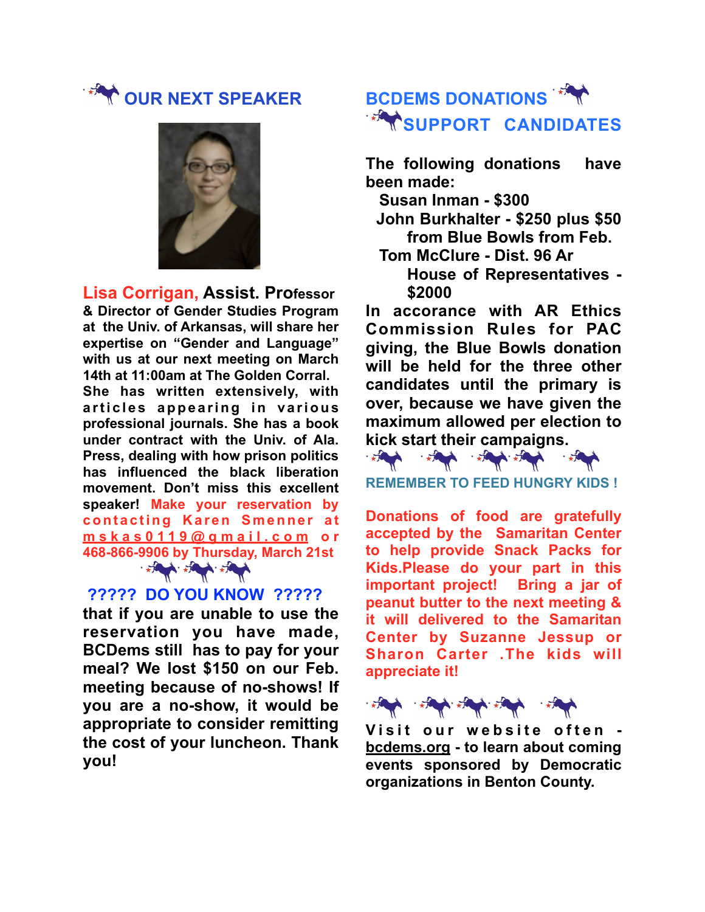## OUR NEXT SPEAKER

**Lisa Corrigan, Assist. Professor & Director of Gender Studies Program at the Univ. of Arkansas, will share her expertise on "Gender and Language" with us at our next meeting on March 14th at 11:00am at The Golden Corral. She has written extensively, with articles appearing in various professional journals. She has a book under contract with the Univ. of Ala. Press, dealing with how prison politics has influenced the black liberation movement. Don't miss this excellent speaker! Make your reservation by contacting Karen Smenner at mskas0119@gmail.com or 468-866-9906 by Thursday, March 21st**

## ????? DO YOU KNOW ?????

**that if you are unable to use the reservation you have made, BCDems still has to pay for your meal? We lost $150 on our Feb. meeting because of no-shows! If you are a no-show, it would be appropriate to consider remitting the cost of your luncheon. Thank you!**

## BCDEMS DONATIONS SUPPORT CANDIDATES

**The following donations have been made:**

- **Susan Inman - $300**
- **John Burkhalter - $250 plus $50 from Blue Bowls from Feb.**
- **Tom McClure - Dist. 96 Ar House of Representatives - $2000**

**In accorance with AR Ethics Commission Rules for PAC giving, the Blue Bowls donation will be held for the three other candidates until the primary is over, because we have given the maximum allowed per election to kick start their campaigns.**

## REMEMBER TO FEED HUNGRY KIDS !

**Donations of food are gratefully accepted by the Samaritan Center to help provide Snack Packs for Kids.Please do your part in this important project! Bring a jar of peanut butter to the next meeting & it will delivered to the Samaritan Center by Suzanne Jessup or Sharon Carter .The kids will appreciate it!**

**Visit our website often - bcdems.org - to learn about coming events sponsored by Democratic organizations in Benton County.**